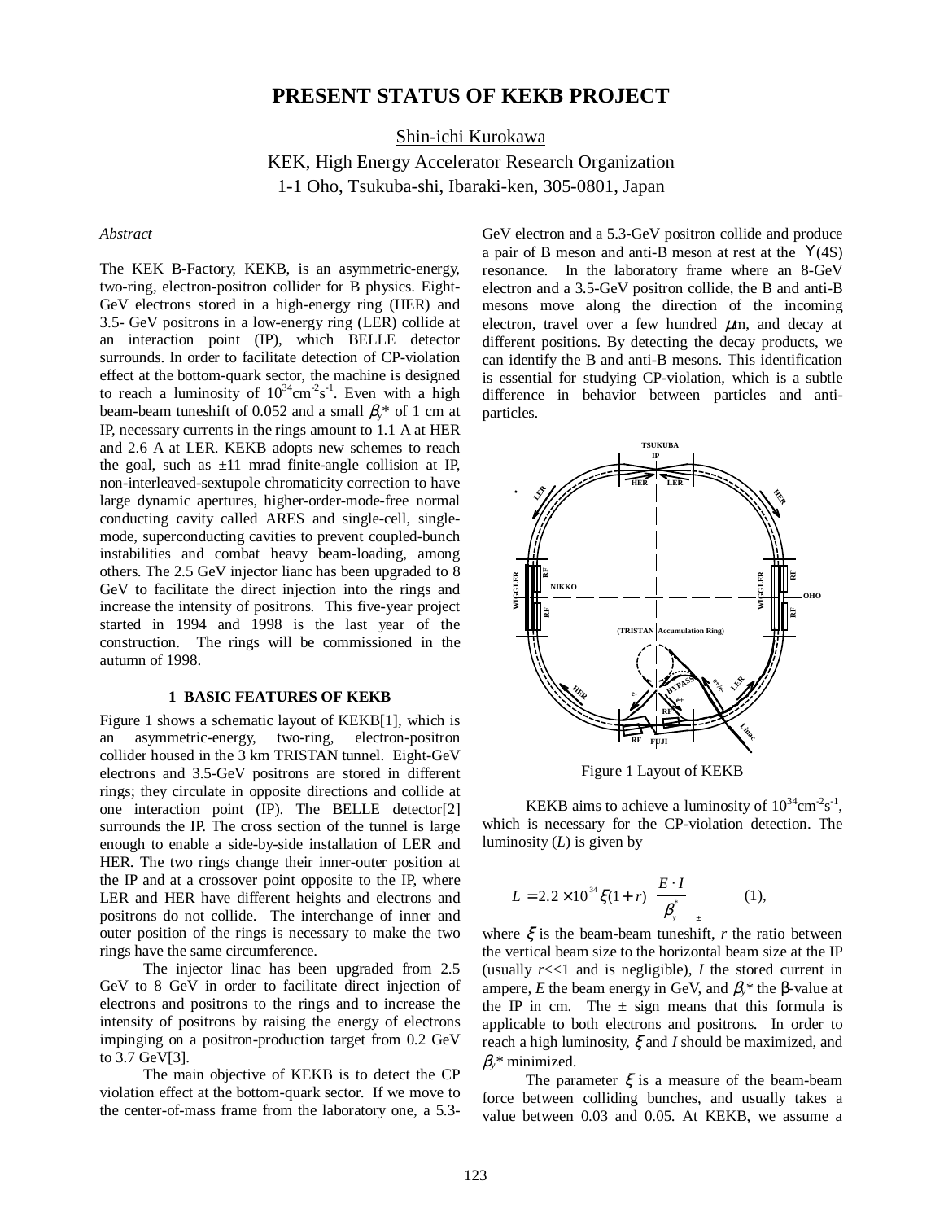# PRESENT STATUS OF KEKB PROJECT

Shin-ichi Kurokawa

KEK, High Energy Accelerator Research Organization

1-1 Oho, Tsukuba-shi, Ibaraki-ken, 305-0801, Japan

*Abstract*

The KEK B-Factory, KEKB, is an asymmetric-energy, two-ring, electron-positron collider for B physics. Eight-GeV electrons stored in a high-energy ring (HER) and 3.5- GeV positrons in a low-energy ring (LER) collide at an interaction point (IP), which BELLE detector surrounds. In order to facilitate detection of CP-violation effect at the bottom-quark sector, the machine is designed to reach a luminosity of $10^{34}$cm$^{-2}$s$^{-1}$. Even with a high beam-beam tuneshift of 0.052 and a small $\beta_y$* of 1 cm at IP, necessary currents in the rings amount to 1.1 A at HER and 2.6 A at LER. KEKB adopts new schemes to reach the goal, such as ±11 mrad finite-angle collision at IP, non-interleaved-sextupole chromaticity correction to have large dynamic apertures, higher-order-mode-free normal conducting cavity called ARES and single-cell, single-mode, superconducting cavities to prevent coupled-bunch instabilities and combat heavy beam-loading, among others. The 2.5 GeV injector lianc has been upgraded to 8 GeV to facilitate the direct injection into the rings and increase the intensity of positrons. This five-year project started in 1994 and 1998 is the last year of the construction. The rings will be commissioned in the autumn of 1998.

## 1 BASIC FEATURES OF KEKB

Figure 1 shows a schematic layout of KEKB[1], which is an asymmetric-energy, two-ring, electron-positron collider housed in the 3 km TRISTAN tunnel. Eight-GeV electrons and 3.5-GeV positrons are stored in different rings; they circulate in opposite directions and collide at one interaction point (IP). The BELLE detector[2] surrounds the IP. The cross section of the tunnel is large enough to enable a side-by-side installation of LER and HER. The two rings change their inner-outer position at the IP and at a crossover point opposite to the IP, where LER and HER have different heights and electrons and positrons do not collide. The interchange of inner and outer position of the rings is necessary to make the two rings have the same circumference.

The injector linac has been upgraded from 2.5 GeV to 8 GeV in order to facilitate direct injection of electrons and positrons to the rings and to increase the intensity of positrons by raising the energy of electrons impinging on a positron-production target from 0.2 GeV to 3.7 GeV[3].

The main objective of KEKB is to detect the CP violation effect at the bottom-quark sector. If we move to the center-of-mass frame from the laboratory one, a 5.3-GeV electron and a 5.3-GeV positron collide and produce a pair of B meson and anti-B meson at rest at the $\Upsilon$(4S) resonance. In the laboratory frame where an 8-GeV electron and a 3.5-GeV positron collide, the B and anti-B mesons move along the direction of the incoming electron, travel over a few hundred $\mu$m, and decay at different positions. By detecting the decay products, we can identify the B and anti-B mesons. This identification is essential for studying CP-violation, which is a subtle difference in behavior between particles and anti-particles.

Figure 1 Layout of KEKB

KEKB aims to achieve a luminosity of $10^{34}$cm$^{-2}$s$^{-1}$, which is necessary for the CP-violation detection. The luminosity ($L$) is given by

$$L = 2.2 \times 10^{34} \xi (1 + r) \left( \frac{E \cdot I}{\beta_y^*} \right)_{\pm} \qquad (1),$$

where $\xi$ is the beam-beam tuneshift, $r$ the ratio between the vertical beam size to the horizontal beam size at the IP (usually $r$<<1 and is negligible), $I$ the stored current in ampere, $E$ the beam energy in GeV, and $\beta_y$* the β-value at the IP in cm. The ± sign means that this formula is applicable to both electrons and positrons. In order to reach a high luminosity, $\xi$ and $I$ should be maximized, and $\beta_y$* minimized.

The parameter $\xi$ is a measure of the beam-beam force between colliding bunches, and usually takes a value between 0.03 and 0.05. At KEKB, we assume a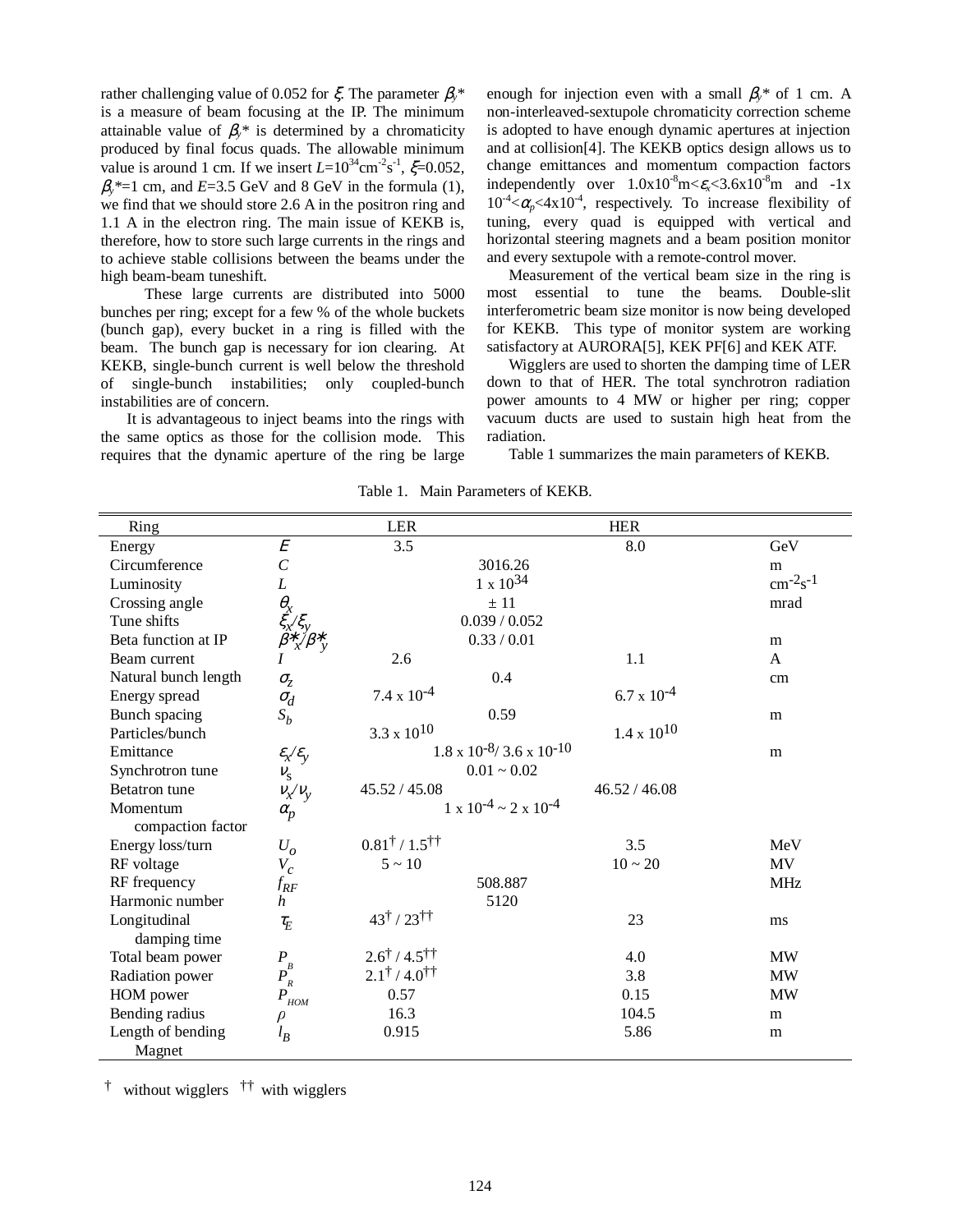rather challenging value of 0.052 for $\xi$. The parameter $\beta_y$* is a measure of beam focusing at the IP. The minimum attainable value of $\beta_y$* is determined by a chromaticity produced by final focus quads. The allowable minimum value is around 1 cm. If we insert $L$=$10^{34}$cm$^{-2}$s$^{-1}$, $\xi$=0.052, $\beta_y$*=1 cm, and $E$=3.5 GeV and 8 GeV in the formula (1), we find that we should store 2.6 A in the positron ring and 1.1 A in the electron ring. The main issue of KEKB is, therefore, how to store such large currents in the rings and to achieve stable collisions between the beams under the high beam-beam tuneshift.

These large currents are distributed into 5000 bunches per ring; except for a few % of the whole buckets (bunch gap), every bucket in a ring is filled with the beam. The bunch gap is necessary for ion clearing. At KEKB, single-bunch current is well below the threshold of single-bunch instabilities; only coupled-bunch instabilities are of concern.

It is advantageous to inject beams into the rings with the same optics as those for the collision mode. This requires that the dynamic aperture of the ring be large enough for injection even with a small $\beta_y$* of 1 cm. A non-interleaved-sextupole chromaticity correction scheme is adopted to have enough dynamic apertures at injection and at collision[4]. The KEKB optics design allows us to change emittances and momentum compaction factors independently over $1.0\text{x}10^{-8}$m<$\varepsilon_x$<$3.6\text{x}10^{-8}$m and $-1\text{x}10^{-4}$<$\alpha_p$<$4\text{x}10^{-4}$, respectively. To increase flexibility of tuning, every quad is equipped with vertical and horizontal steering magnets and a beam position monitor and every sextupole with a remote-control mover.

Measurement of the vertical beam size in the ring is most essential to tune the beams. Double-slit interferometric beam size monitor is now being developed for KEKB. This type of monitor system are working satisfactory at AURORA[5], KEK PF[6] and KEK ATF.

Wigglers are used to shorten the damping time of LER down to that of HER. The total synchrotron radiation power amounts to 4 MW or higher per ring; copper vacuum ducts are used to sustain high heat from the radiation.

Table 1 summarizes the main parameters of KEKB.

Table 1. Main Parameters of KEKB.

| Ring | | LER | HER | |
|---|---|---|---|---|
| Energy | $E$ | 3.5 | 8.0 | GeV |
| Circumference | $C$ | 3016.26 | | m |
| Luminosity | $L$ | $1 \text{ x } 10^{34}$ | | cm$^{-2}$s$^{-1}$ |
| Crossing angle | $\theta_x$ | ± 11 | | mrad |
| Tune shifts | $\xi_x/\xi_y$ | 0.039 / 0.052 | | |
| Beta function at IP | $\beta^*_x/\beta^*_y$ | 0.33 / 0.01 | | m |
| Beam current | $I$ | 2.6 | 1.1 | A |
| Natural bunch length | $\sigma_z$ | 0.4 | | cm |
| Energy spread | $\sigma_d$ | $7.4 \text{ x } 10^{-4}$ | $6.7 \text{ x } 10^{-4}$ | |
| Bunch spacing | $S_b$ | 0.59 | | m |
| Particles/bunch | | $3.3 \text{ x } 10^{10}$ | $1.4 \text{ x } 10^{10}$ | |
| Emittance | $\varepsilon_x/\varepsilon_y$ | $1.8 \text{ x } 10^{-8}$/ $3.6 \text{ x } 10^{-10}$ | | m |
| Synchrotron tune | $\nu_s$ | 0.01 ~ 0.02 | | |
| Betatron tune | $\nu_x/\nu_y$ | 45.52 / 45.08 | 46.52 / 46.08 | |
| Momentum compaction factor | $\alpha_p$ | $1 \text{ x } 10^{-4} \sim 2 \text{ x } 10^{-4}$ | | |
| Energy loss/turn | $U_o$ | 0.81† / 1.5†† | 3.5 | MeV |
| RF voltage | $V_c$ | 5 ~ 10 | 10 ~ 20 | MV |
| RF frequency | $f_{RF}$ | 508.887 | | MHz |
| Harmonic number | $h$ | 5120 | | |
| Longitudinal damping time | $\tau_E$ | 43† / 23†† | 23 | ms |
| Total beam power | $P_B$ | 2.6† / 4.5†† | 4.0 | MW |
| Radiation power | $P_R$ | 2.1† / 4.0†† | 3.8 | MW |
| HOM power | $P_{HOM}$ | 0.57 | 0.15 | MW |
| Bending radius | $\rho$ | 16.3 | 104.5 | m |
| Length of bending Magnet | $l_B$ | 0.915 | 5.86 | m |

† without wigglers †† with wigglers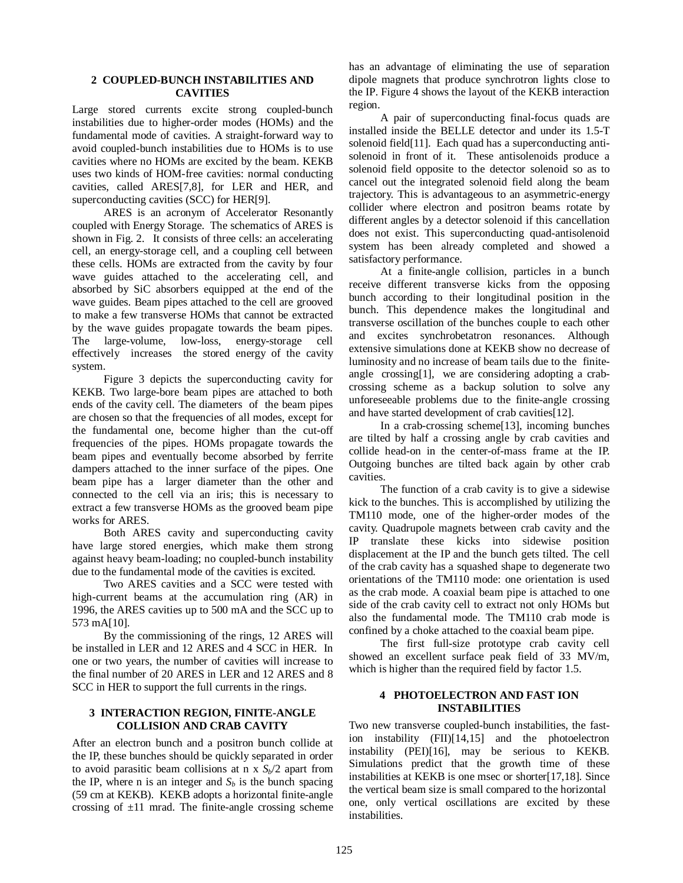## 2 COUPLED-BUNCH INSTABILITIES AND CAVITIES

Large stored currents excite strong coupled-bunch instabilities due to higher-order modes (HOMs) and the fundamental mode of cavities. A straight-forward way to avoid coupled-bunch instabilities due to HOMs is to use cavities where no HOMs are excited by the beam. KEKB uses two kinds of HOM-free cavities: normal conducting cavities, called ARES[7,8], for LER and HER, and superconducting cavities (SCC) for HER[9].

ARES is an acronym of Accelerator Resonantly coupled with Energy Storage. The schematics of ARES is shown in Fig. 2. It consists of three cells: an accelerating cell, an energy-storage cell, and a coupling cell between these cells. HOMs are extracted from the cavity by four wave guides attached to the accelerating cell, and absorbed by SiC absorbers equipped at the end of the wave guides. Beam pipes attached to the cell are grooved to make a few transverse HOMs that cannot be extracted by the wave guides propagate towards the beam pipes. The large-volume, low-loss, energy-storage cell effectively increases the stored energy of the cavity system.

Figure 3 depicts the superconducting cavity for KEKB. Two large-bore beam pipes are attached to both ends of the cavity cell. The diameters of the beam pipes are chosen so that the frequencies of all modes, except for the fundamental one, become higher than the cut-off frequencies of the pipes. HOMs propagate towards the beam pipes and eventually become absorbed by ferrite dampers attached to the inner surface of the pipes. One beam pipe has a larger diameter than the other and connected to the cell via an iris; this is necessary to extract a few transverse HOMs as the grooved beam pipe works for ARES.

Both ARES cavity and superconducting cavity have large stored energies, which make them strong against heavy beam-loading; no coupled-bunch instability due to the fundamental mode of the cavities is excited.

Two ARES cavities and a SCC were tested with high-current beams at the accumulation ring (AR) in 1996, the ARES cavities up to 500 mA and the SCC up to 573 mA[10].

By the commissioning of the rings, 12 ARES will be installed in LER and 12 ARES and 4 SCC in HER. In one or two years, the number of cavities will increase to the final number of 20 ARES in LER and 12 ARES and 8 SCC in HER to support the full currents in the rings.

## 3 INTERACTION REGION, FINITE-ANGLE COLLISION AND CRAB CAVITY

After an electron bunch and a positron bunch collide at the IP, these bunches should be quickly separated in order to avoid parasitic beam collisions at n x $S_b/2$ apart from the IP, where n is an integer and $S_b$ is the bunch spacing (59 cm at KEKB). KEKB adopts a horizontal finite-angle crossing of ±11 mrad. The finite-angle crossing scheme has an advantage of eliminating the use of separation dipole magnets that produce synchrotron lights close to the IP. Figure 4 shows the layout of the KEKB interaction region.

A pair of superconducting final-focus quads are installed inside the BELLE detector and under its 1.5-T solenoid field[11]. Each quad has a superconducting anti-solenoid in front of it. These antisolenoids produce a solenoid field opposite to the detector solenoid so as to cancel out the integrated solenoid field along the beam trajectory. This is advantageous to an asymmetric-energy collider where electron and positron beams rotate by different angles by a detector solenoid if this cancellation does not exist. This superconducting quad-antisolenoid system has been already completed and showed a satisfactory performance.

At a finite-angle collision, particles in a bunch receive different transverse kicks from the opposing bunch according to their longitudinal position in the bunch. This dependence makes the longitudinal and transverse oscillation of the bunches couple to each other and excites synchrobetatron resonances. Although extensive simulations done at KEKB show no decrease of luminosity and no increase of beam tails due to the finite-angle crossing[1], we are considering adopting a crab-crossing scheme as a backup solution to solve any unforeseeable problems due to the finite-angle crossing and have started development of crab cavities[12].

In a crab-crossing scheme[13], incoming bunches are tilted by half a crossing angle by crab cavities and collide head-on in the center-of-mass frame at the IP. Outgoing bunches are tilted back again by other crab cavities.

The function of a crab cavity is to give a sidewise kick to the bunches. This is accomplished by utilizing the TM110 mode, one of the higher-order modes of the cavity. Quadrupole magnets between crab cavity and the IP translate these kicks into sidewise position displacement at the IP and the bunch gets tilted. The cell of the crab cavity has a squashed shape to degenerate two orientations of the TM110 mode: one orientation is used as the crab mode. A coaxial beam pipe is attached to one side of the crab cavity cell to extract not only HOMs but also the fundamental mode. The TM110 crab mode is confined by a choke attached to the coaxial beam pipe.

The first full-size prototype crab cavity cell showed an excellent surface peak field of 33 MV/m, which is higher than the required field by factor 1.5.

## 4 PHOTOELECTRON AND FAST ION INSTABILITIES

Two new transverse coupled-bunch instabilities, the fast-ion instability (FII)[14,15] and the photoelectron instability (PEI)[16], may be serious to KEKB. Simulations predict that the growth time of these instabilities at KEKB is one msec or shorter[17,18]. Since the vertical beam size is small compared to the horizontal one, only vertical oscillations are excited by these instabilities.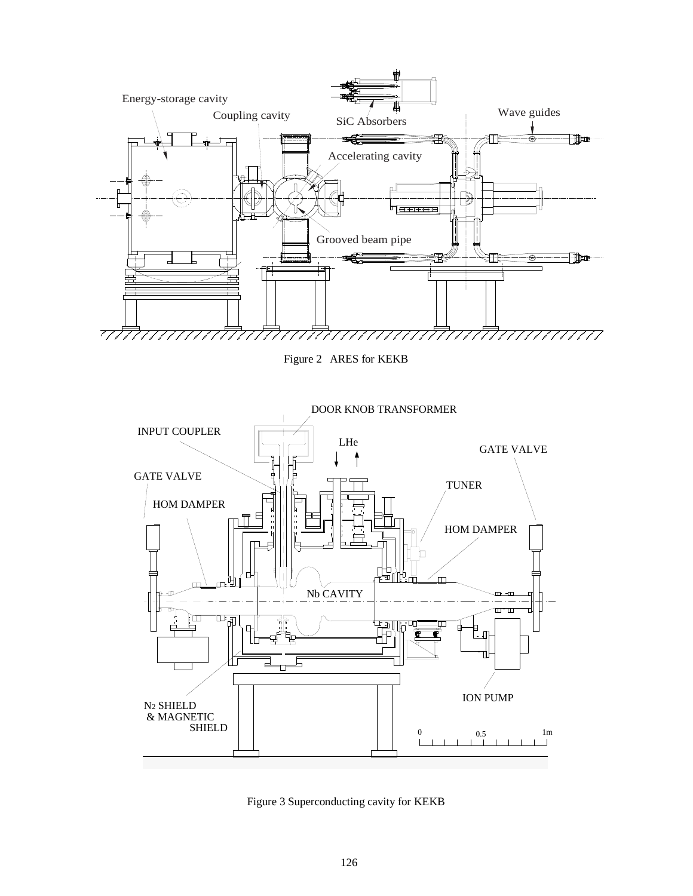Figure 2 ARES for KEKB

Figure 3 Superconducting cavity for KEKB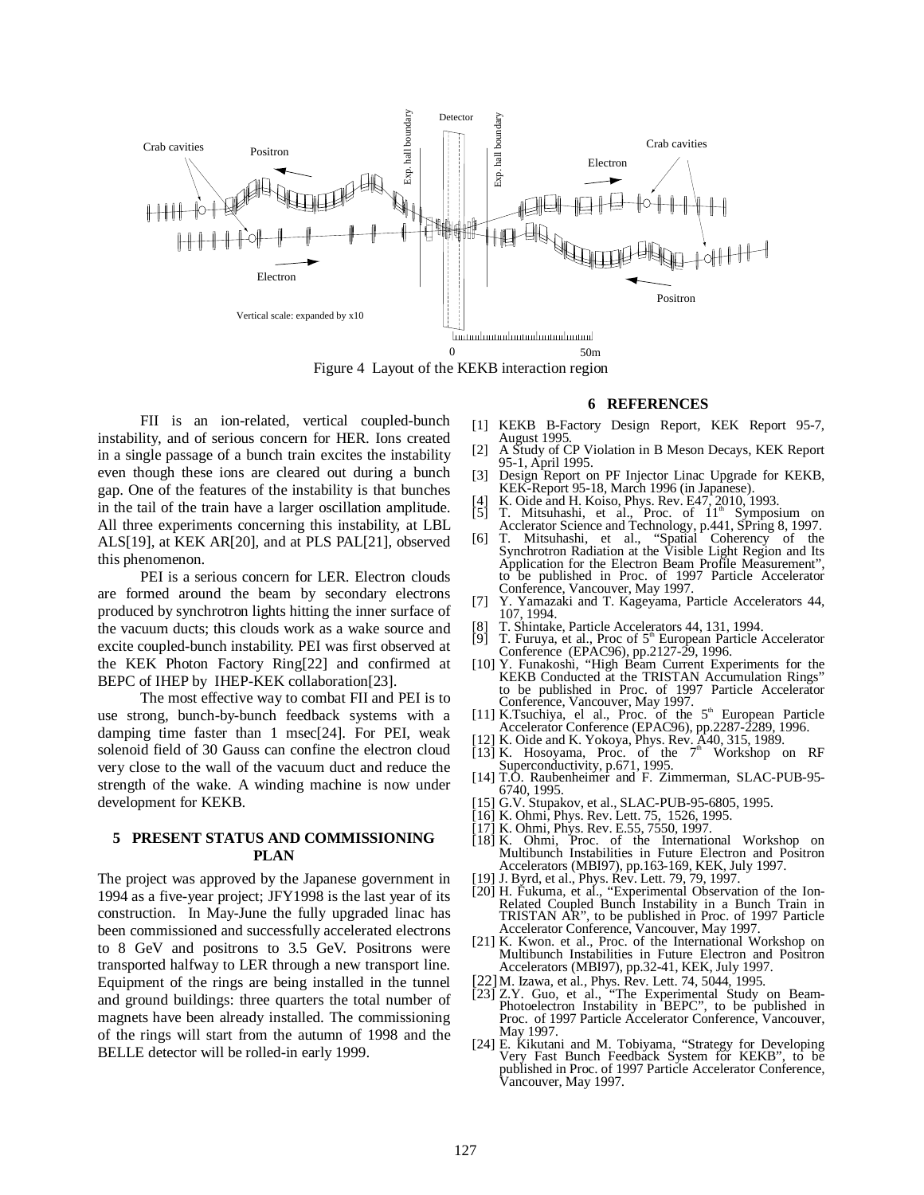Crab cavities

Positron

Exp. hall boundary

Detector

Exp. hall boundary

Crab cavities

Electron

Electron

Positron

Vertical scale: expanded by x10

0

50m

Figure 4 Layout of the KEKB interaction region

FII is an ion-related, vertical coupled-bunch instability, and of serious concern for HER. Ions created in a single passage of a bunch train excites the instability even though these ions are cleared out during a bunch gap. One of the features of the instability is that bunches in the tail of the train have a larger oscillation amplitude. All three experiments concerning this instability, at LBL ALS[19], at KEK AR[20], and at PLS PAL[21], observed this phenomenon.

PEI is a serious concern for LER. Electron clouds are formed around the beam by secondary electrons produced by synchrotron lights hitting the inner surface of the vacuum ducts; this clouds work as a wake source and excite coupled-bunch instability. PEI was first observed at the KEK Photon Factory Ring[22] and confirmed at BEPC of IHEP by IHEP-KEK collaboration[23].

The most effective way to combat FII and PEI is to use strong, bunch-by-bunch feedback systems with a damping time faster than 1 msec[24]. For PEI, weak solenoid field of 30 Gauss can confine the electron cloud very close to the wall of the vacuum duct and reduce the strength of the wake. A winding machine is now under development for KEKB.

## 5 PRESENT STATUS AND COMMISSIONING PLAN

The project was approved by the Japanese government in 1994 as a five-year project; JFY1998 is the last year of its construction. In May-June the fully upgraded linac has been commissioned and successfully accelerated electrons to 8 GeV and positrons to 3.5 GeV. Positrons were transported halfway to LER through a new transport line. Equipment of the rings are being installed in the tunnel and ground buildings: three quarters the total number of magnets have been already installed. The commissioning of the rings will start from the autumn of 1998 and the BELLE detector will be rolled-in early 1999.

## 6 REFERENCES

[1] KEKB B-Factory Design Report, KEK Report 95-7, August 1995.
[2] A Study of CP Violation in B Meson Decays, KEK Report 95-1, April 1995.
[3] Design Report on PF Injector Linac Upgrade for KEKB, KEK-Report 95-18, March 1996 (in Japanese).
[4] K. Oide and H. Koiso, Phys. Rev. E47, 2010, 1993.
[5] T. Mitsuhashi, et al., Proc. of 11th Symposium on Acclerator Science and Technology, p.441, SPring 8, 1997.
[6] T. Mitsuhashi, et al., "Spatial Coherency of the Synchrotron Radiation at the Visible Light Region and Its Application for the Electron Beam Profile Measurement", to be published in Proc. of 1997 Particle Accelerator Conference, Vancouver, May 1997.
[7] Y. Yamazaki and T. Kageyama, Particle Accelerators 44, 107, 1994.
[8] T. Shintake, Particle Accelerators 44, 131, 1994.
[9] T. Furuya, et al., Proc of 5th European Particle Accelerator Conference (EPAC96), pp.2127-29, 1996.
[10] Y. Funakoshi, "High Beam Current Experiments for the KEKB Conducted at the TRISTAN Accumulation Rings" to be published in Proc. of 1997 Particle Accelerator Conference, Vancouver, May 1997.
[11] K.Tsuchiya, el al., Proc. of the 5th European Particle Accelerator Conference (EPAC96), pp.2287-2289, 1996.
[12] K. Oide and K. Yokoya, Phys. Rev. A40, 315, 1989.
[13] K. Hosoyama, Proc. of the 7th Workshop on RF Superconductivity, p.671, 1995.
[14] T.O. Raubenheimer and F. Zimmerman, SLAC-PUB-95-6740, 1995.
[15] G.V. Stupakov, et al., SLAC-PUB-95-6805, 1995.
[16] K. Ohmi, Phys. Rev. Lett. 75, 1526, 1995.
[17] K. Ohmi, Phys. Rev. E.55, 7550, 1997.
[18] K. Ohmi, Proc. of the International Workshop on Multibunch Instabilities in Future Electron and Positron Accelerators (MBI97), pp.163-169, KEK, July 1997.
[19] J. Byrd, et al., Phys. Rev. Lett. 79, 79, 1997.
[20] H. Fukuma, et al., "Experimental Observation of the Ion-Related Coupled Bunch Instability in a Bunch Train in TRISTAN AR", to be published in Proc. of 1997 Particle Accelerator Conference, Vancouver, May 1997.
[21] K. Kwon. et al., Proc. of the International Workshop on Multibunch Instabilities in Future Electron and Positron Accelerators (MBI97), pp.32-41, KEK, July 1997.
[22] M. Izawa, et al., Phys. Rev. Lett. 74, 5044, 1995.
[23] Z.Y. Guo, et al., "The Experimental Study on Beam-Photoelectron Instability in BEPC", to be published in Proc. of 1997 Particle Accelerator Conference, Vancouver, May 1997.
[24] E. Kikutani and M. Tobiyama, "Strategy for Developing Very Fast Bunch Feedback System for KEKB", to be published in Proc. of 1997 Particle Accelerator Conference, Vancouver, May 1997.